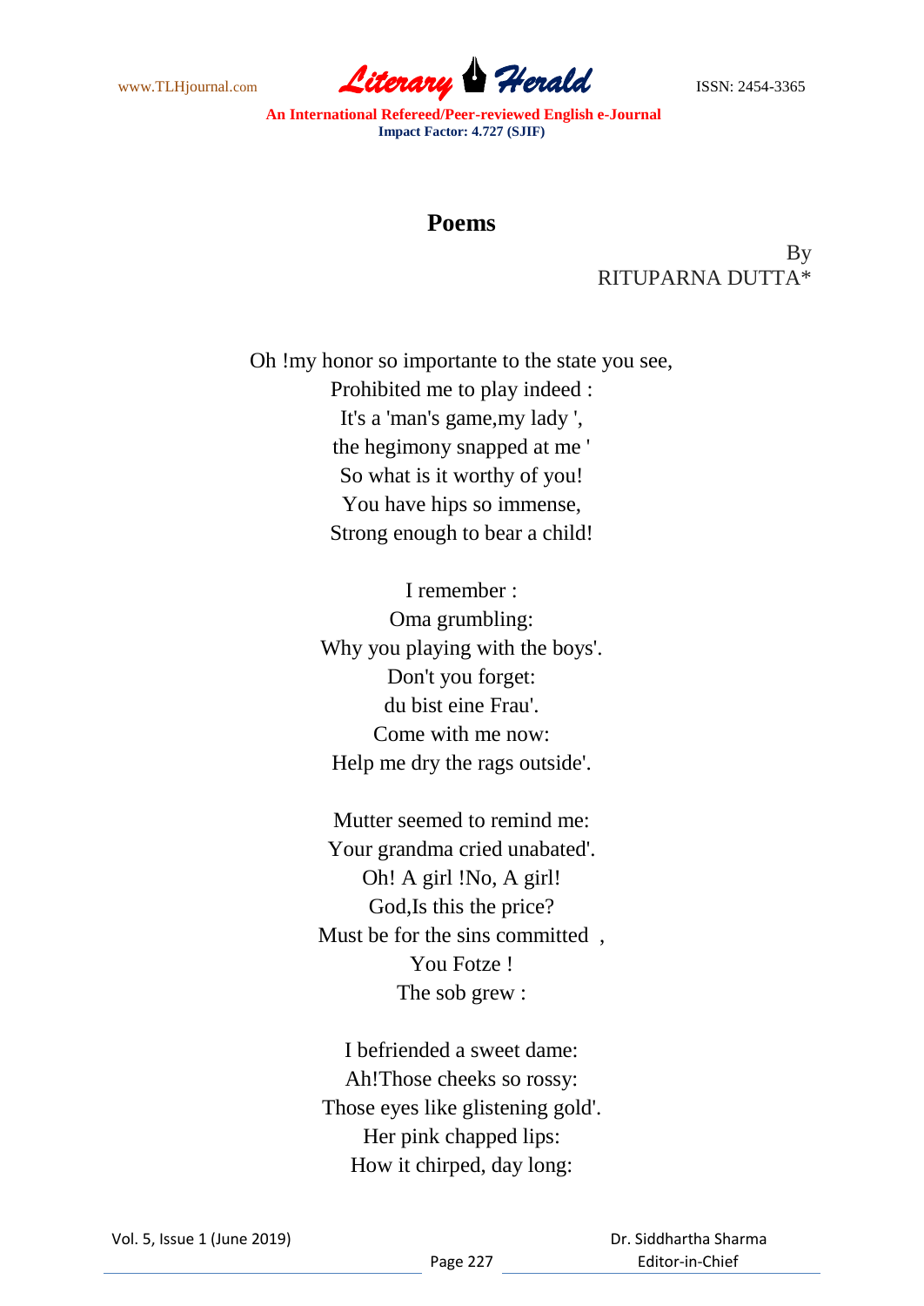# Poems

By
RITUPARNA DUTTA*

Oh !my honor so importante to the state you see,
Prohibited me to play indeed :
It's a 'man's game,my lady ',
the hegimony snapped at me '
So what is it worthy of you!
You have hips so immense,
Strong enough to bear a child!

I remember :
Oma grumbling:
Why you playing with the boys'.
Don't you forget:
du bist eine Frau'.
Come with me now:
Help me dry the rags outside'.

Mutter seemed to remind me:
Your grandma cried unabated'.
Oh! A girl !No, A girl!
God,Is this the price?
Must be for the sins committed ,
You Fotze !
The sob grew :

I befriended a sweet dame:
Ah!Those cheeks so rossy:
Those eyes like glistening gold'.
Her pink chapped lips:
How it chirped, day long: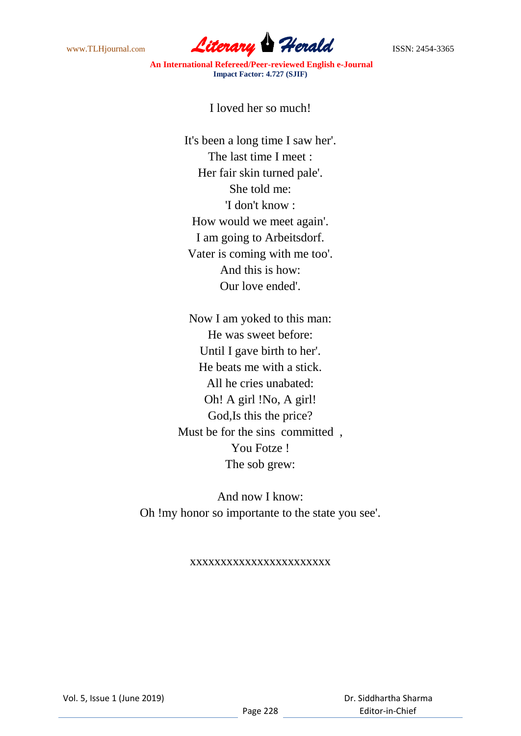I loved her so much!

It's been a long time I saw her'.  
The last time I meet :  
Her fair skin turned pale'.  
She told me:  
'I don't know :  
How would we meet again'.  
I am going to Arbeitsdorf.  
Vater is coming with me too'.  
And this is how:  
Our love ended'.

Now I am yoked to this man:  
He was sweet before:  
Until I gave birth to her'.  
He beats me with a stick.  
All he cries unabated:  
Oh! A girl !No, A girl!  
God,Is this the price?  
Must be for the sins committed ,  
You Fotze !  
The sob grew:

And now I know:  
Oh !my honor so importante to the state you see'.

xxxxxxxxxxxxxxxxxxxxxxx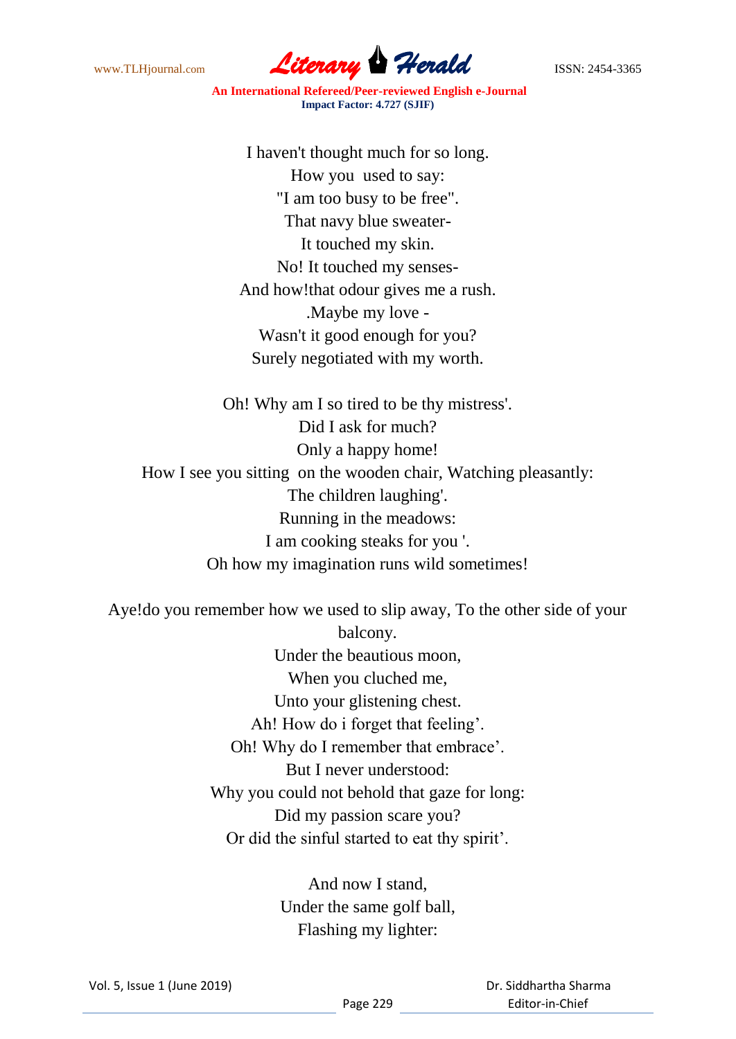I haven't thought much for so long.  
How you used to say:  
"I am too busy to be free".  
That navy blue sweater-  
It touched my skin.  
No! It touched my senses-  
And how!that odour gives me a rush.  
.Maybe my love -  
Wasn't it good enough for you?  
Surely negotiated with my worth.

Oh! Why am I so tired to be thy mistress'.  
Did I ask for much?  
Only a happy home!  
How I see you sitting on the wooden chair, Watching pleasantly:  
The children laughing'.  
Running in the meadows:  
I am cooking steaks for you '.  
Oh how my imagination runs wild sometimes!

Aye!do you remember how we used to slip away, To the other side of your balcony.  
Under the beautious moon,  
When you cluched me,  
Unto your glistening chest.  
Ah! How do i forget that feeling'.  
Oh! Why do I remember that embrace'.  
But I never understood:  
Why you could not behold that gaze for long:  
Did my passion scare you?  
Or did the sinful started to eat thy spirit'.

And now I stand,  
Under the same golf ball,  
Flashing my lighter: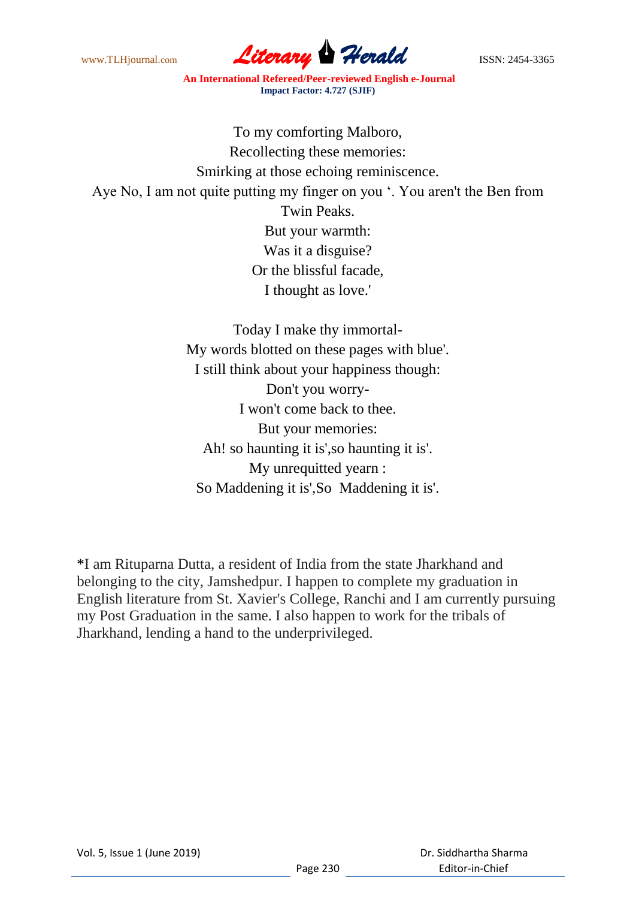To my comforting Malboro,
Recollecting these memories:
Smirking at those echoing reminiscence.
Aye No, I am not quite putting my finger on you ‘. You aren't the Ben from Twin Peaks.
But your warmth:
Was it a disguise?
Or the blissful facade,
I thought as love.'

Today I make thy immortal-
My words blotted on these pages with blue'.
I still think about your happiness though:
Don't you worry-
I won't come back to thee.
But your memories:
Ah! so haunting it is',so haunting it is'.
My unrequitted yearn :
So Maddening it is',So  Maddening it is'.

*I am Rituparna Dutta, a resident of India from the state Jharkhand and belonging to the city, Jamshedpur. I happen to complete my graduation in English literature from St. Xavier's College, Ranchi and I am currently pursuing my Post Graduation in the same. I also happen to work for the tribals of Jharkhand, lending a hand to the underprivileged.